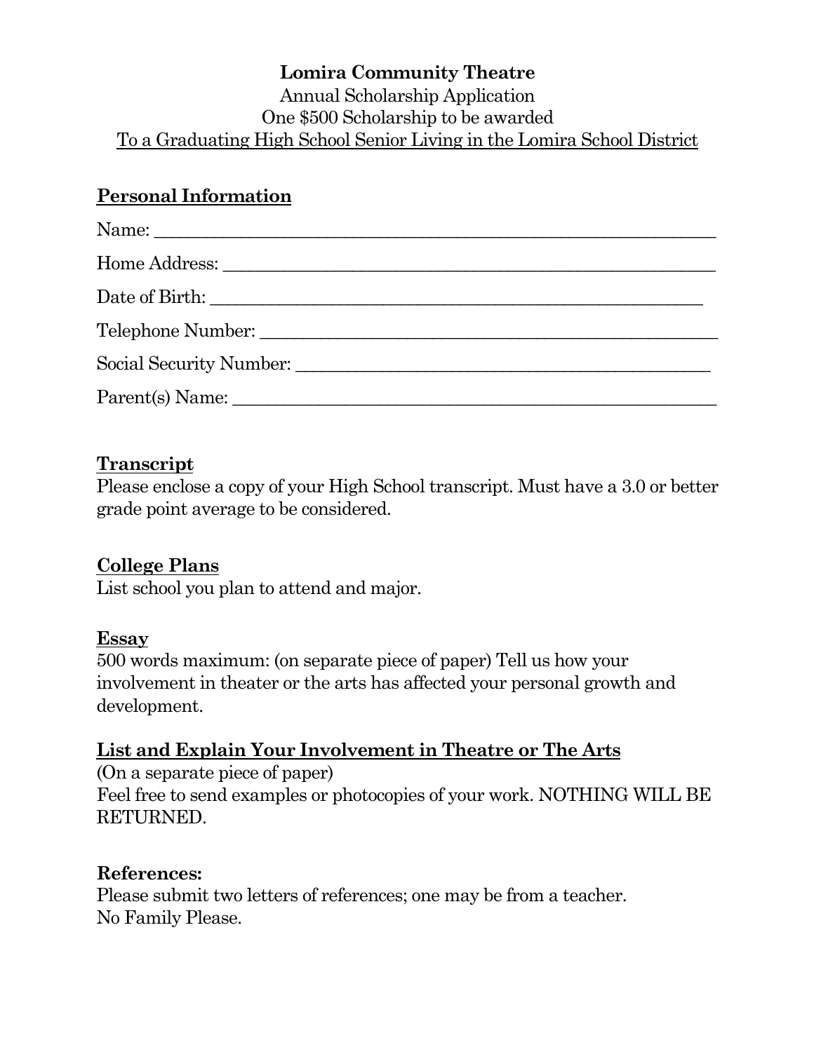**Lomira Community Theatre**

Annual Scholarship Application

One $500 Scholarship to be awarded

To a Graduating High School Senior Living in the Lomira School District

## Personal Information

Name: ______________________________________________________________

Home Address: _______________________________________________________

Date of Birth: _______________________________________________________

Telephone Number: ____________________________________________________

Social Security Number: _______________________________________________

Parent(s) Name: ______________________________________________________

## Transcript

Please enclose a copy of your High School transcript. Must have a 3.0 or better grade point average to be considered.

## College Plans

List school you plan to attend and major.

## Essay

500 words maximum: (on separate piece of paper) Tell us how your involvement in theater or the arts has affected your personal growth and development.

## List and Explain Your Involvement in Theatre or The Arts

(On a separate piece of paper)

Feel free to send examples or photocopies of your work. NOTHING WILL BE RETURNED.

**References:**

Please submit two letters of references; one may be from a teacher.

No Family Please.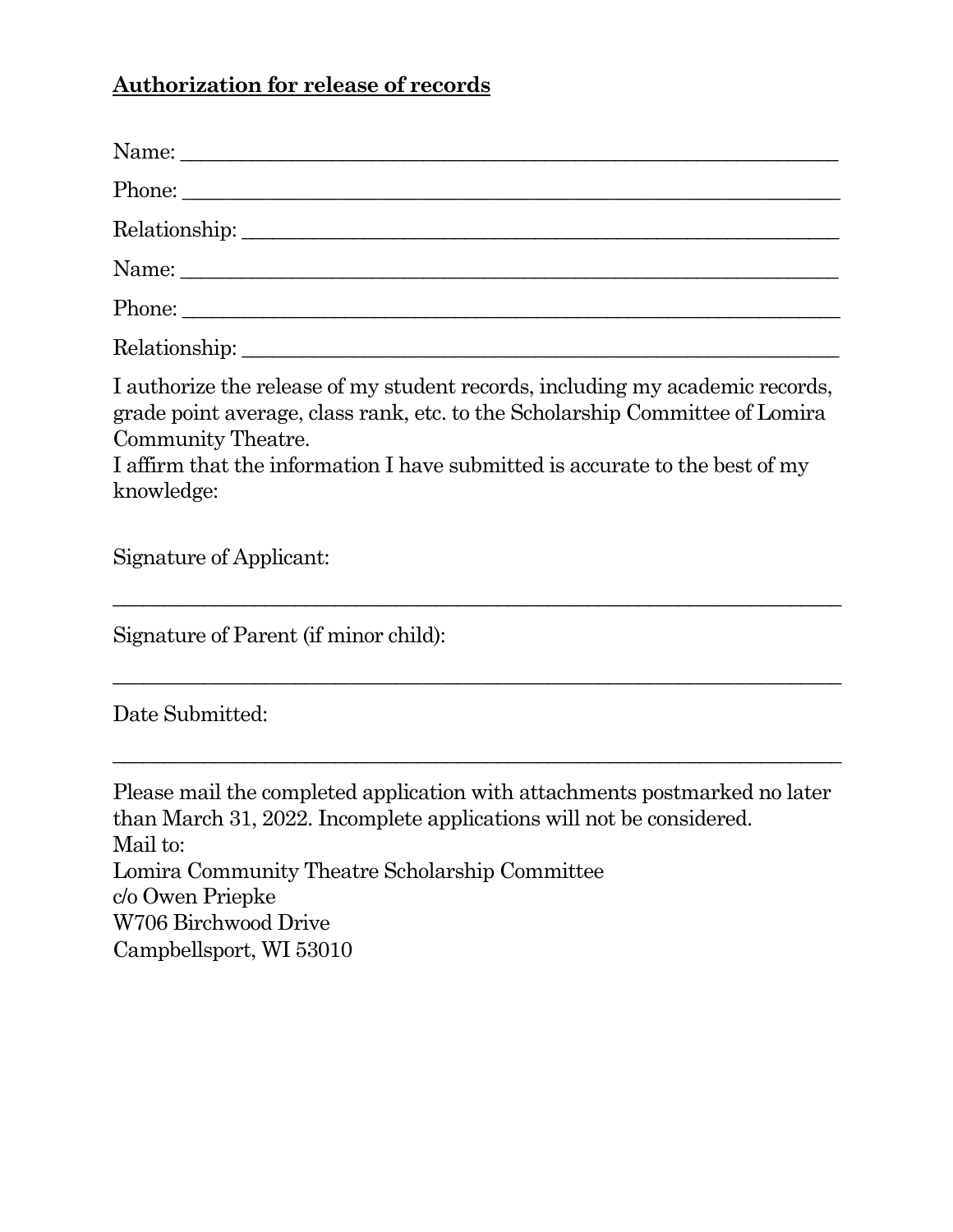**<u>Authorization for release of records</u>**

Name: ______________________________________________________________

Phone: ______________________________________________________________

Relationship: _________________________________________________________

Name: ______________________________________________________________

Phone: ______________________________________________________________

Relationship: _________________________________________________________

I authorize the release of my student records, including my academic records, grade point average, class rank, etc. to the Scholarship Committee of Lomira Community Theatre.
I affirm that the information I have submitted is accurate to the best of my knowledge:

Signature of Applicant:

___________________________________________________________________

Signature of Parent (if minor child):

___________________________________________________________________

Date Submitted:

___________________________________________________________________

Please mail the completed application with attachments postmarked no later than March 31, 2022. Incomplete applications will not be considered.
Mail to:
Lomira Community Theatre Scholarship Committee
c/o Owen Priepke
W706 Birchwood Drive
Campbellsport, WI 53010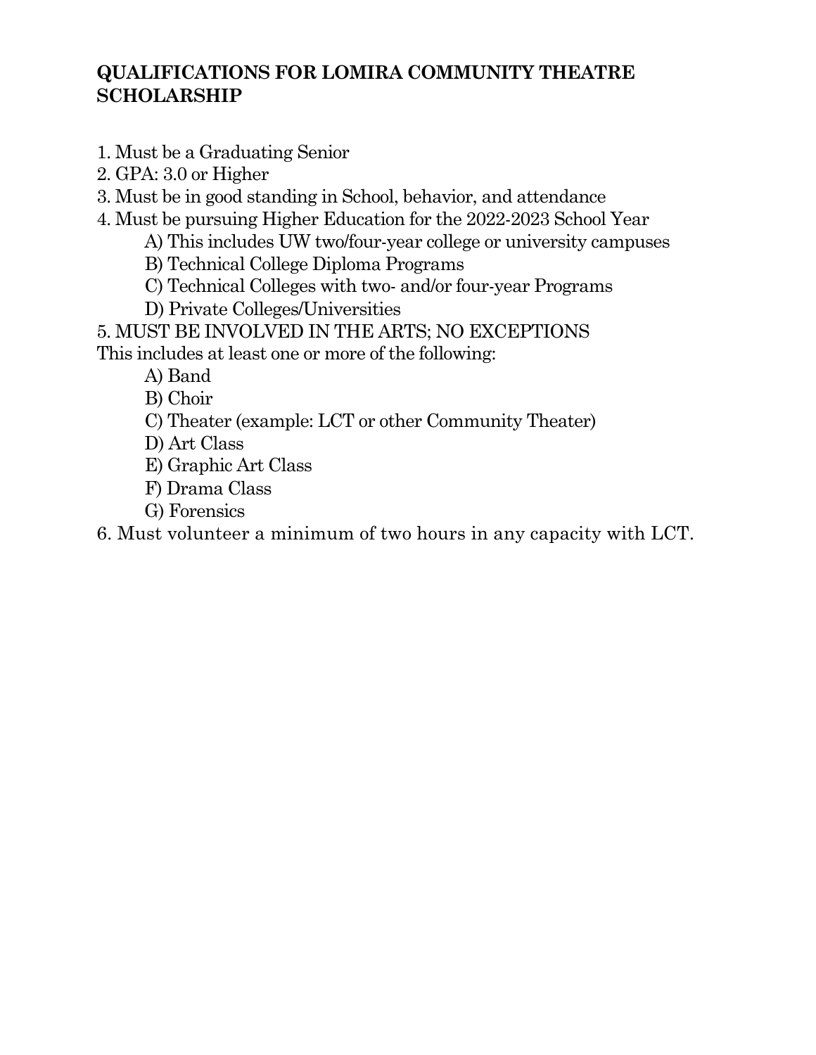## QUALIFICATIONS FOR LOMIRA COMMUNITY THEATRE SCHOLARSHIP

1. Must be a Graduating Senior
2. GPA: 3.0 or Higher
3. Must be in good standing in School, behavior, and attendance
4. Must be pursuing Higher Education for the 2022-2023 School Year
   - A) This includes UW two/four-year college or university campuses
   - B) Technical College Diploma Programs
   - C) Technical Colleges with two- and/or four-year Programs
   - D) Private Colleges/Universities
5. MUST BE INVOLVED IN THE ARTS; NO EXCEPTIONS
   This includes at least one or more of the following:
   - A) Band
   - B) Choir
   - C) Theater (example: LCT or other Community Theater)
   - D) Art Class
   - E) Graphic Art Class
   - F) Drama Class
   - G) Forensics
6. Must volunteer a minimum of two hours in any capacity with LCT.